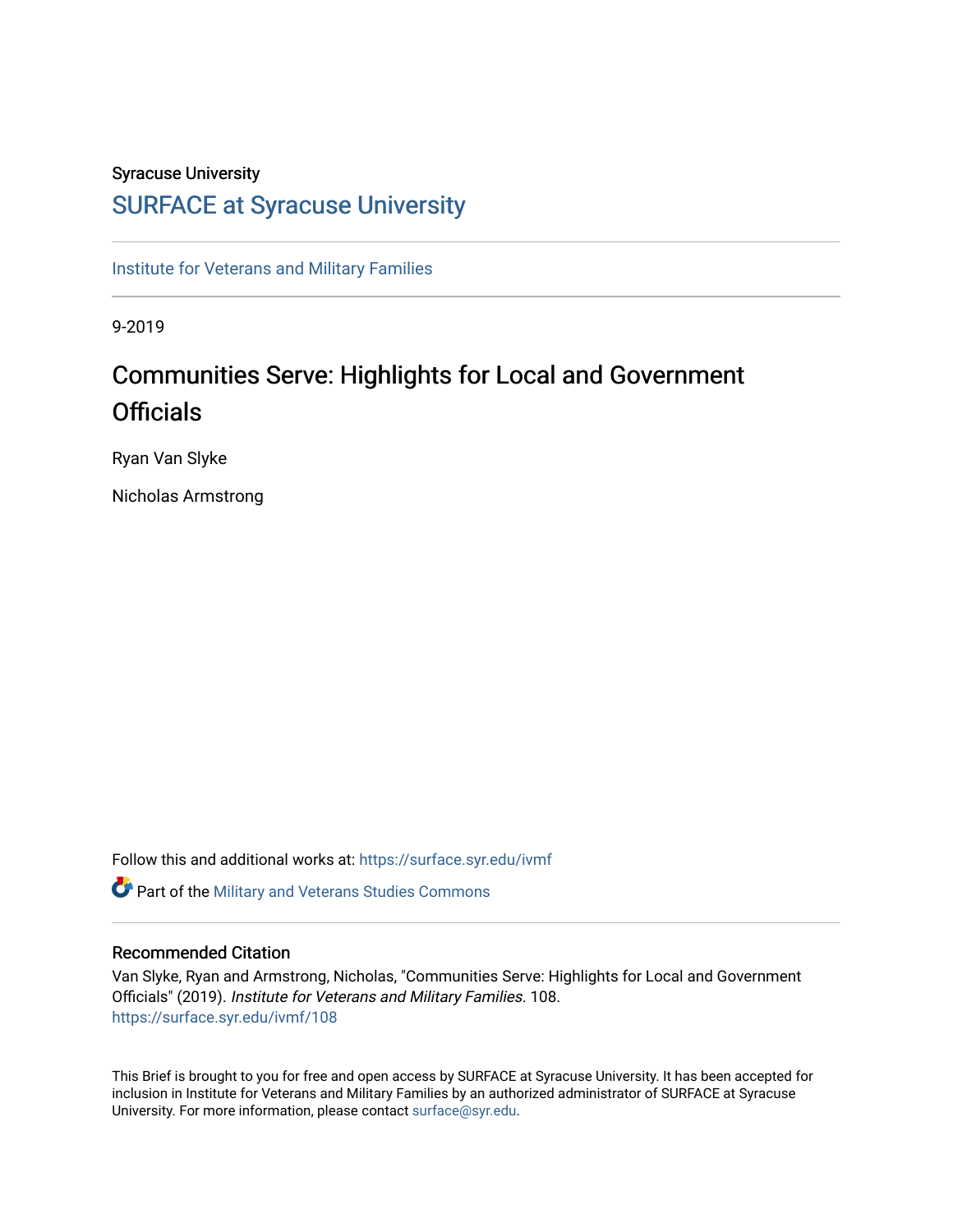Syracuse University

# SURFACE at Syracuse University

Institute for Veterans and Military Families

9-2019

## Communities Serve: Highlights for Local and Government Officials

Ryan Van Slyke

Nicholas Armstrong

Follow this and additional works at: https://surface.syr.edu/ivmf

Part of the Military and Veterans Studies Commons

### Recommended Citation

Van Slyke, Ryan and Armstrong, Nicholas, "Communities Serve: Highlights for Local and Government Officials" (2019). *Institute for Veterans and Military Families*. 108.
https://surface.syr.edu/ivmf/108

This Brief is brought to you for free and open access by SURFACE at Syracuse University. It has been accepted for inclusion in Institute for Veterans and Military Families by an authorized administrator of SURFACE at Syracuse University. For more information, please contact surface@syr.edu.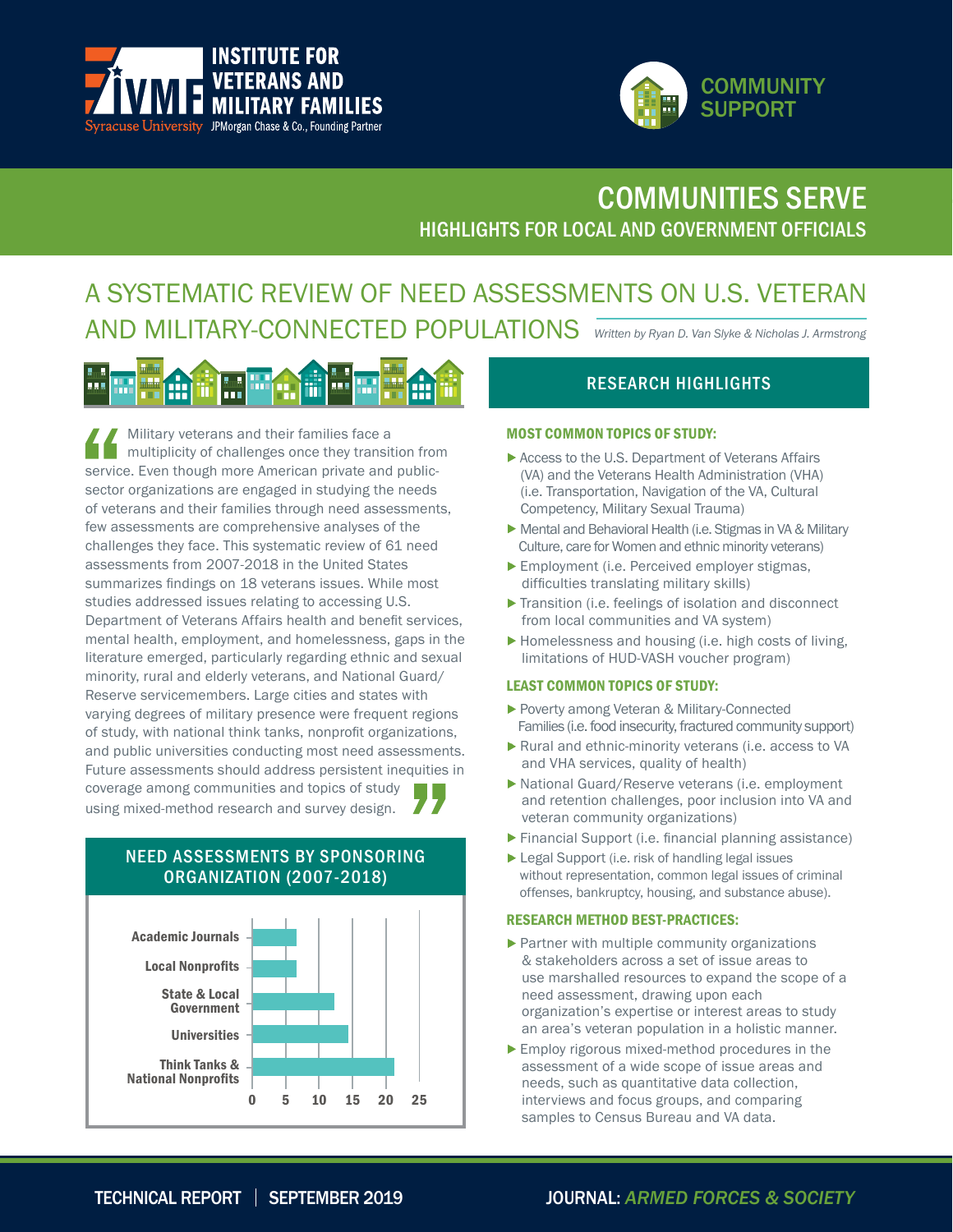# INSTITUTE FOR VETERANS AND MILITARY FAMILIES

Syracuse University JPMorgan Chase & Co., Founding Partner

COMMUNITY SUPPORT

## COMMUNITIES SERVE

### HIGHLIGHTS FOR LOCAL AND GOVERNMENT OFFICIALS

# A SYSTEMATIC REVIEW OF NEED ASSESSMENTS ON U.S. VETERAN AND MILITARY-CONNECTED POPULATIONS

*Written by Ryan D. Van Slyke & Nicholas J. Armstrong*

Military veterans and their families face a multiplicity of challenges once they transition from service. Even though more American private and public-sector organizations are engaged in studying the needs of veterans and their families through need assessments, few assessments are comprehensive analyses of the challenges they face. This systematic review of 61 need assessments from 2007-2018 in the United States summarizes findings on 18 veterans issues. While most studies addressed issues relating to accessing U.S. Department of Veterans Affairs health and benefit services, mental health, employment, and homelessness, gaps in the literature emerged, particularly regarding ethnic and sexual minority, rural and elderly veterans, and National Guard/ Reserve servicemembers. Large cities and states with varying degrees of military presence were frequent regions of study, with national think tanks, nonprofit organizations, and public universities conducting most need assessments. Future assessments should address persistent inequities in coverage among communities and topics of study using mixed-method research and survey design.

### NEED ASSESSMENTS BY SPONSORING ORGANIZATION (2007-2018)

| Sponsoring Organization | Approx. Number |
|---|---|
| Academic Journals | ~6 |
| Local Nonprofits | ~6 |
| State & Local Government | ~12 |
| Universities | ~14 |
| Think Tanks & National Nonprofits | ~21 |

## RESEARCH HIGHLIGHTS

### MOST COMMON TOPICS OF STUDY:

- Access to the U.S. Department of Veterans Affairs (VA) and the Veterans Health Administration (VHA) (i.e. Transportation, Navigation of the VA, Cultural Competency, Military Sexual Trauma)
- Mental and Behavioral Health (i.e. Stigmas in VA & Military Culture, care for Women and ethnic minority veterans)
- Employment (i.e. Perceived employer stigmas, difficulties translating military skills)
- Transition (i.e. feelings of isolation and disconnect from local communities and VA system)
- Homelessness and housing (i.e. high costs of living, limitations of HUD-VASH voucher program)

### LEAST COMMON TOPICS OF STUDY:

- Poverty among Veteran & Military-Connected Families (i.e. food insecurity, fractured community support)
- Rural and ethnic-minority veterans (i.e. access to VA and VHA services, quality of health)
- National Guard/Reserve veterans (i.e. employment and retention challenges, poor inclusion into VA and veteran community organizations)
- Financial Support (i.e. financial planning assistance)
- Legal Support (i.e. risk of handling legal issues without representation, common legal issues of criminal offenses, bankruptcy, housing, and substance abuse).

### RESEARCH METHOD BEST-PRACTICES:

- Partner with multiple community organizations & stakeholders across a set of issue areas to use marshalled resources to expand the scope of a need assessment, drawing upon each organization's expertise or interest areas to study an area's veteran population in a holistic manner.
- Employ rigorous mixed-method procedures in the assessment of a wide scope of issue areas and needs, such as quantitative data collection, interviews and focus groups, and comparing samples to Census Bureau and VA data.

TECHNICAL REPORT | SEPTEMBER 2019 JOURNAL: *ARMED FORCES & SOCIETY*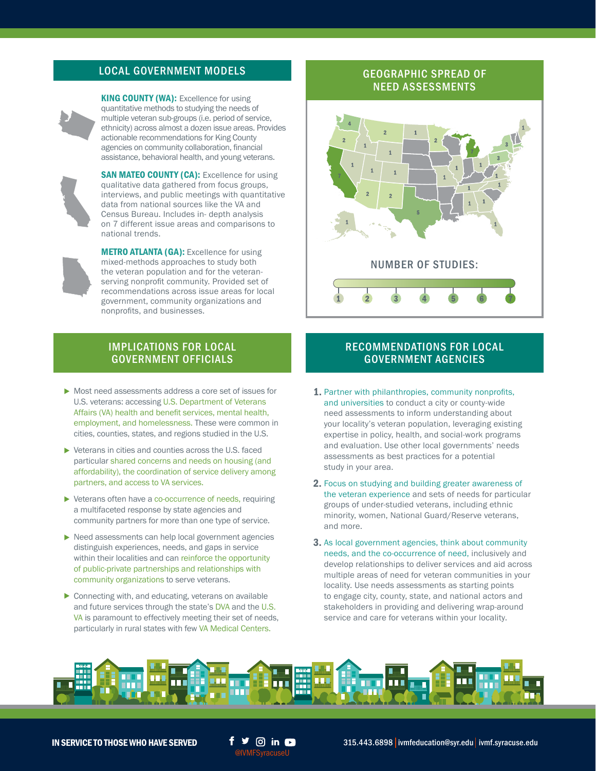## LOCAL GOVERNMENT MODELS

**KING COUNTY (WA):** Excellence for using quantitative methods to studying the needs of multiple veteran sub-groups (i.e. period of service, ethnicity) across almost a dozen issue areas. Provides actionable recommendations for King County agencies on community collaboration, financial assistance, behavioral health, and young veterans.

**SAN MATEO COUNTY (CA):** Excellence for using qualitative data gathered from focus groups, interviews, and public meetings with quantitative data from national sources like the VA and Census Bureau. Includes in- depth analysis on 7 different issue areas and comparisons to national trends.

**METRO ATLANTA (GA):** Excellence for using mixed-methods approaches to study both the veteran population and for the veteran-serving nonprofit community. Provided set of recommendations across issue areas for local government, community organizations and nonprofits, and businesses.

## GEOGRAPHIC SPREAD OF NEED ASSESSMENTS

NUMBER OF STUDIES:

1 2 3 4 5 6 7

## IMPLICATIONS FOR LOCAL GOVERNMENT OFFICIALS

- Most need assessments address a core set of issues for U.S. veterans: accessing U.S. Department of Veterans Affairs (VA) health and benefit services, mental health, employment, and homelessness. These were common in cities, counties, states, and regions studied in the U.S.
- Veterans in cities and counties across the U.S. faced particular shared concerns and needs on housing (and affordability), the coordination of service delivery among partners, and access to VA services.
- Veterans often have a co-occurrence of needs, requiring a multifaceted response by state agencies and community partners for more than one type of service.
- Need assessments can help local government agencies distinguish experiences, needs, and gaps in service within their localities and can reinforce the opportunity of public-private partnerships and relationships with community organizations to serve veterans.
- Connecting with, and educating, veterans on available and future services through the state's DVA and the U.S. VA is paramount to effectively meeting their set of needs, particularly in rural states with few VA Medical Centers.

## RECOMMENDATIONS FOR LOCAL GOVERNMENT AGENCIES

1. Partner with philanthropies, community nonprofits, and universities to conduct a city or county-wide need assessments to inform understanding about your locality's veteran population, leveraging existing expertise in policy, health, and social-work programs and evaluation. Use other local governments' needs assessments as best practices for a potential study in your area.
2. Focus on studying and building greater awareness of the veteran experience and sets of needs for particular groups of under-studied veterans, including ethnic minority, women, National Guard/Reserve veterans, and more.
3. As local government agencies, think about community needs, and the co-occurrence of need, inclusively and develop relationships to deliver services and aid across multiple areas of need for veteran communities in your locality. Use needs assessments as starting points to engage city, county, state, and national actors and stakeholders in providing and delivering wrap-around service and care for veterans within your locality.

IN SERVICE TO THOSE WHO HAVE SERVED

@IVMFSyracuseU

315.443.6898 | ivmfeducation@syr.edu | ivmf.syracuse.edu